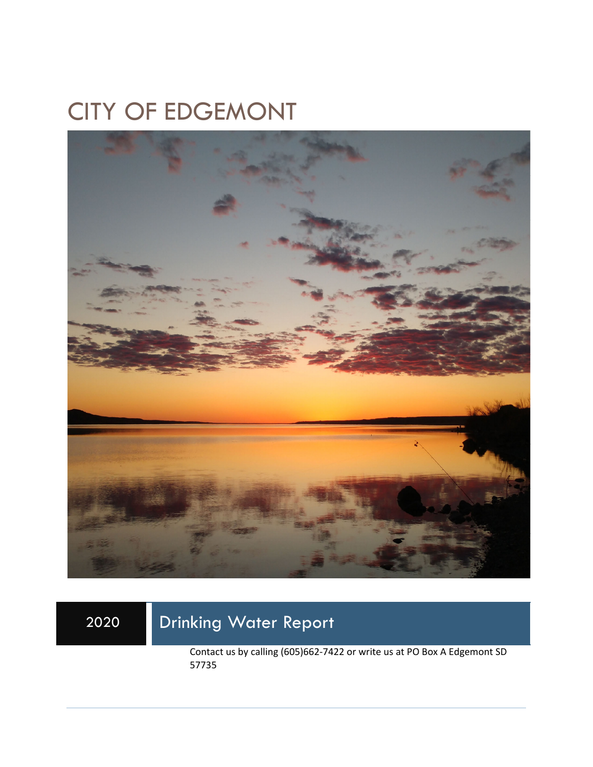# CITY OF EDGEMONT

2020 | Drinking Water Report

Contact us by calling (605)662-7422 or write us at PO Box A Edgemont SD 57735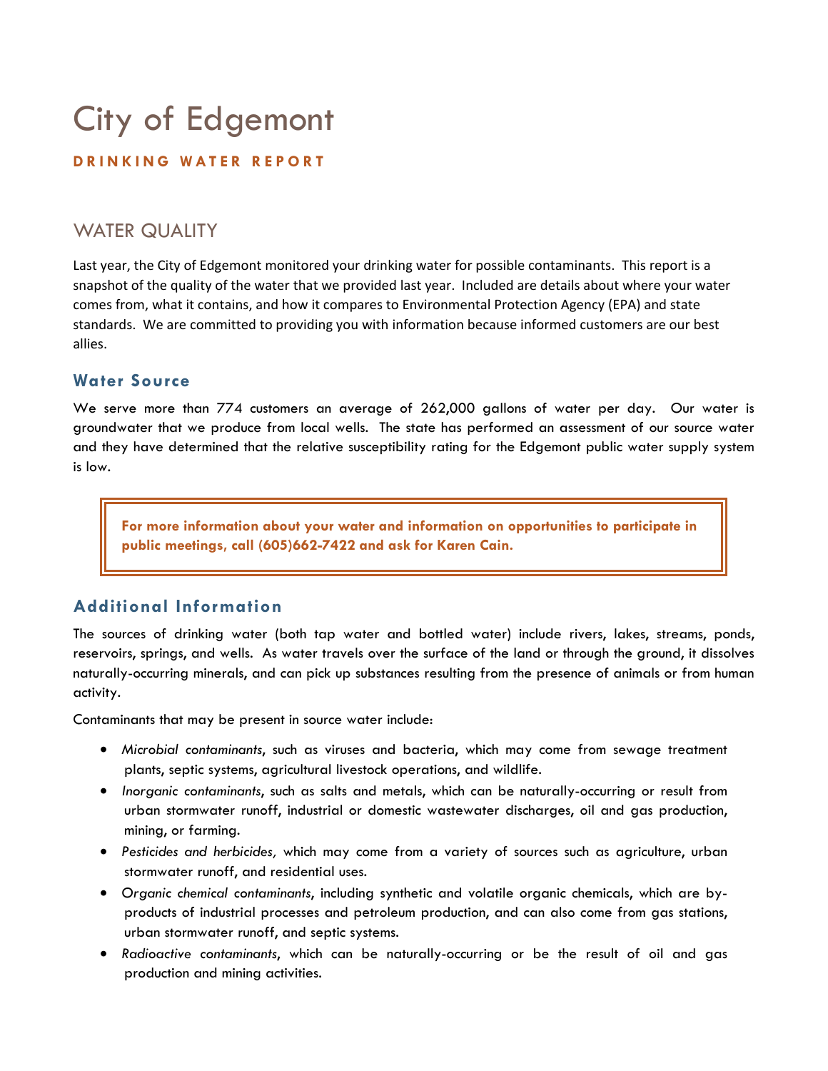# City of Edgemont

**DRINKING WATER REPORT**

## WATER QUALITY

Last year, the City of Edgemont monitored your drinking water for possible contaminants. This report is a snapshot of the quality of the water that we provided last year. Included are details about where your water comes from, what it contains, and how it compares to Environmental Protection Agency (EPA) and state standards. We are committed to providing you with information because informed customers are our best allies.

### Water Source

We serve more than 774 customers an average of 262,000 gallons of water per day. Our water is groundwater that we produce from local wells. The state has performed an assessment of our source water and they have determined that the relative susceptibility rating for the Edgemont public water supply system is low.

**For more information about your water and information on opportunities to participate in public meetings, call (605)662-7422 and ask for Karen Cain.**

### Additional Information

The sources of drinking water (both tap water and bottled water) include rivers, lakes, streams, ponds, reservoirs, springs, and wells. As water travels over the surface of the land or through the ground, it dissolves naturally-occurring minerals, and can pick up substances resulting from the presence of animals or from human activity.

Contaminants that may be present in source water include:

- *Microbial contaminants*, such as viruses and bacteria, which may come from sewage treatment plants, septic systems, agricultural livestock operations, and wildlife.
- *Inorganic contaminants*, such as salts and metals, which can be naturally-occurring or result from urban stormwater runoff, industrial or domestic wastewater discharges, oil and gas production, mining, or farming.
- *Pesticides and herbicides,* which may come from a variety of sources such as agriculture, urban stormwater runoff, and residential uses.
- *Organic chemical contaminants*, including synthetic and volatile organic chemicals, which are by-products of industrial processes and petroleum production, and can also come from gas stations, urban stormwater runoff, and septic systems.
- *Radioactive contaminants*, which can be naturally-occurring or be the result of oil and gas production and mining activities.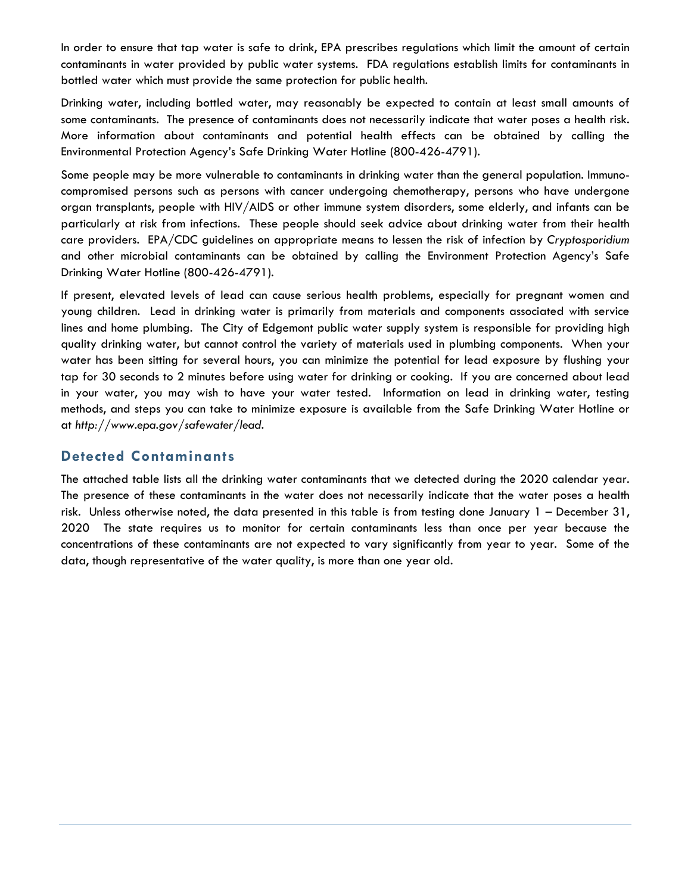In order to ensure that tap water is safe to drink, EPA prescribes regulations which limit the amount of certain contaminants in water provided by public water systems. FDA regulations establish limits for contaminants in bottled water which must provide the same protection for public health.

Drinking water, including bottled water, may reasonably be expected to contain at least small amounts of some contaminants. The presence of contaminants does not necessarily indicate that water poses a health risk. More information about contaminants and potential health effects can be obtained by calling the Environmental Protection Agency's Safe Drinking Water Hotline (800-426-4791).

Some people may be more vulnerable to contaminants in drinking water than the general population. Immuno-compromised persons such as persons with cancer undergoing chemotherapy, persons who have undergone organ transplants, people with HIV/AIDS or other immune system disorders, some elderly, and infants can be particularly at risk from infections. These people should seek advice about drinking water from their health care providers. EPA/CDC guidelines on appropriate means to lessen the risk of infection by *Cryptosporidium* and other microbial contaminants can be obtained by calling the Environment Protection Agency's Safe Drinking Water Hotline (800-426-4791).

If present, elevated levels of lead can cause serious health problems, especially for pregnant women and young children. Lead in drinking water is primarily from materials and components associated with service lines and home plumbing. The City of Edgemont public water supply system is responsible for providing high quality drinking water, but cannot control the variety of materials used in plumbing components. When your water has been sitting for several hours, you can minimize the potential for lead exposure by flushing your tap for 30 seconds to 2 minutes before using water for drinking or cooking. If you are concerned about lead in your water, you may wish to have your water tested. Information on lead in drinking water, testing methods, and steps you can take to minimize exposure is available from the Safe Drinking Water Hotline or at *http://www.epa.gov/safewater/lead*.

## Detected Contaminants

The attached table lists all the drinking water contaminants that we detected during the 2020 calendar year. The presence of these contaminants in the water does not necessarily indicate that the water poses a health risk. Unless otherwise noted, the data presented in this table is from testing done January 1 – December 31, 2020 The state requires us to monitor for certain contaminants less than once per year because the concentrations of these contaminants are not expected to vary significantly from year to year. Some of the data, though representative of the water quality, is more than one year old.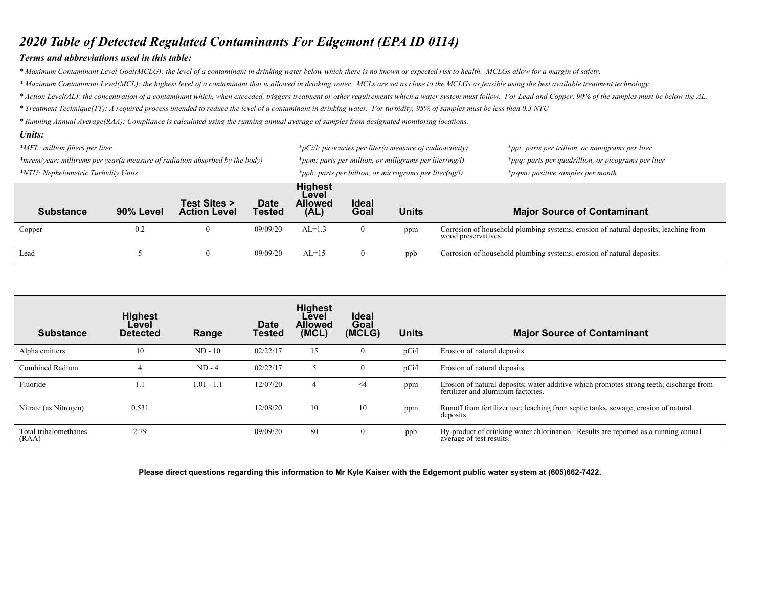# *2020 Table of Detected Regulated Contaminants For Edgemont (EPA ID 0114)*

### *Terms and abbreviations used in this table:*

*\* Maximum Contaminant Level Goal(MCLG): the level of a contaminant in drinking water below which there is no known or expected risk to health. MCLGs allow for a margin of safety.*

*\* Maximum Contaminant Level(MCL): the highest level of a contaminant that is allowed in drinking water. MCLs are set as close to the MCLGs as feasible using the best available treatment technology.*

*\* Action Level(AL): the concentration of a contaminant which, when exceeded, triggers treatment or other requirements which a water system must follow. For Lead and Copper, 90% of the samples must be below the AL.*

*\* Treatment Technique(TT): A required process intended to reduce the level of a contaminant in drinking water. For turbidity, 95% of samples must be less than 0.3 NTU*

*\* Running Annual Average(RAA): Compliance is calculated using the running annual average of samples from designated monitoring locations.*

### *Units:*

*\*MFL: million fibers per liter*

*\*mrem/year: millirems per year(a measure of radiation absorbed by the body)*

*\*NTU: Nephelometric Turbidity Units*

*\*pCi/l: picocuries per liter(a measure of radioactivity)*

*\*ppm: parts per million, or milligrams per liter(mg/l)*

*\*ppb: parts per billion, or micrograms per liter(ug/l)*

*\*ppt: parts per trillion, or nanograms per liter*

*\*ppq: parts per quadrillion, or picograms per liter*

*\*pspm: positive samples per month*

| Substance | 90% Level | Test Sites > Action Level | Date Tested | Highest Level Allowed (AL) | Ideal Goal | Units | Major Source of Contaminant |
|---|---|---|---|---|---|---|---|
| Copper | 0.2 | 0 | 09/09/20 | AL=1.3 | 0 | ppm | Corrosion of household plumbing systems; erosion of natural deposits; leaching from wood preservatives. |
| Lead | 5 | 0 | 09/09/20 | AL=15 | 0 | ppb | Corrosion of household plumbing systems; erosion of natural deposits. |

| Substance | Highest Level Detected | Range | Date Tested | Highest Level Allowed (MCL) | Ideal Goal (MCLG) | Units | Major Source of Contaminant |
|---|---|---|---|---|---|---|---|
| Alpha emitters | 10 | ND - 10 | 02/22/17 | 15 | 0 | pCi/l | Erosion of natural deposits. |
| Combined Radium | 4 | ND - 4 | 02/22/17 | 5 | 0 | pCi/l | Erosion of natural deposits. |
| Fluoride | 1.1 | 1.01 - 1.1 | 12/07/20 | 4 | <4 | ppm | Erosion of natural deposits; water additive which promotes strong teeth; discharge from fertilizer and aluminum factories. |
| Nitrate (as Nitrogen) | 0.531 | | 12/08/20 | 10 | 10 | ppm | Runoff from fertilizer use; leaching from septic tanks, sewage; erosion of natural deposits. |
| Total trihalomethanes (RAA) | 2.79 | | 09/09/20 | 80 | 0 | ppb | By-product of drinking water chlorination. Results are reported as a running annual average of test results. |

**Please direct questions regarding this information to Mr Kyle Kaiser with the Edgemont public water system at (605)662-7422.**